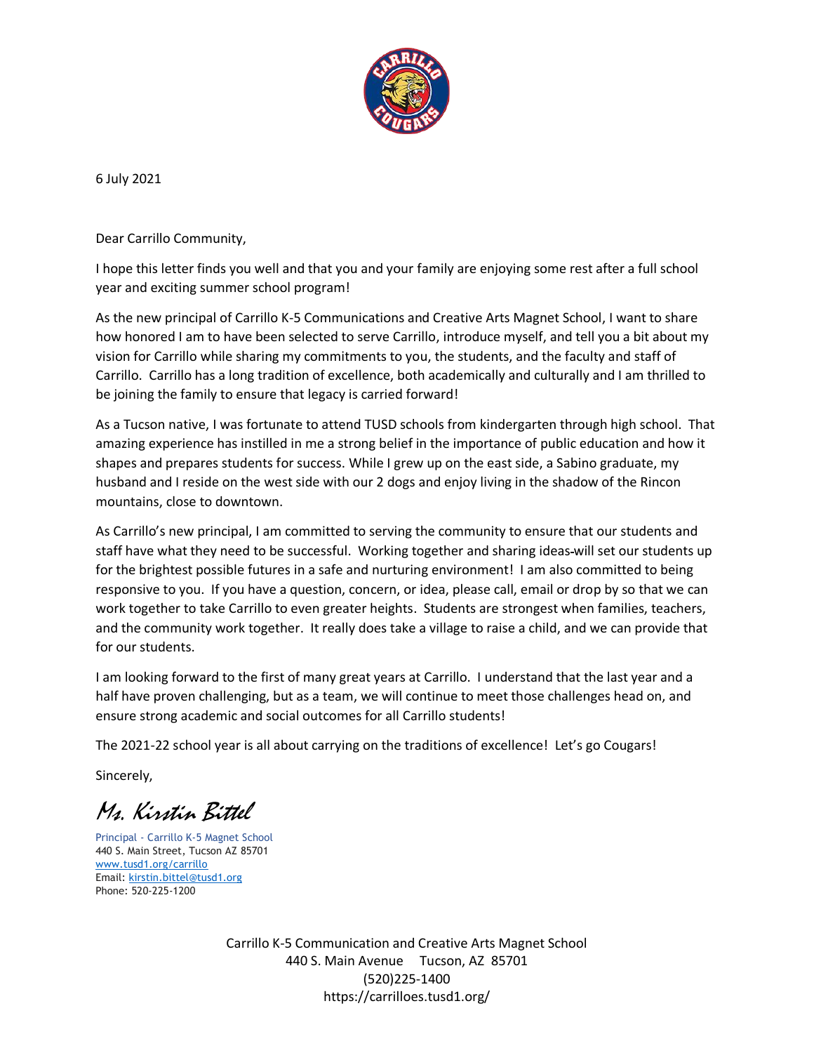6 July 2021

Dear Carrillo Community,

I hope this letter finds you well and that you and your family are enjoying some rest after a full school year and exciting summer school program!

As the new principal of Carrillo K-5 Communications and Creative Arts Magnet School, I want to share how honored I am to have been selected to serve Carrillo, introduce myself, and tell you a bit about my vision for Carrillo while sharing my commitments to you, the students, and the faculty and staff of Carrillo. Carrillo has a long tradition of excellence, both academically and culturally and I am thrilled to be joining the family to ensure that legacy is carried forward!

As a Tucson native, I was fortunate to attend TUSD schools from kindergarten through high school. That amazing experience has instilled in me a strong belief in the importance of public education and how it shapes and prepares students for success. While I grew up on the east side, a Sabino graduate, my husband and I reside on the west side with our 2 dogs and enjoy living in the shadow of the Rincon mountains, close to downtown.

As Carrillo's new principal, I am committed to serving the community to ensure that our students and staff have what they need to be successful. Working together and sharing ideas will set our students up for the brightest possible futures in a safe and nurturing environment! I am also committed to being responsive to you. If you have a question, concern, or idea, please call, email or drop by so that we can work together to take Carrillo to even greater heights. Students are strongest when families, teachers, and the community work together. It really does take a village to raise a child, and we can provide that for our students.

I am looking forward to the first of many great years at Carrillo. I understand that the last year and a half have proven challenging, but as a team, we will continue to meet those challenges head on, and ensure strong academic and social outcomes for all Carrillo students!

The 2021-22 school year is all about carrying on the traditions of excellence! Let's go Cougars!

Sincerely,

*Ms. Kirstin Bittel*

Principal - Carrillo K-5 Magnet School
440 S. Main Street, Tucson AZ 85701
www.tusd1.org/carrillo
Email: kirstin.bittel@tusd1.org
Phone: 520-225-1200

Carrillo K-5 Communication and Creative Arts Magnet School
440 S. Main Avenue Tucson, AZ 85701
(520)225-1400
https://carrilloes.tusd1.org/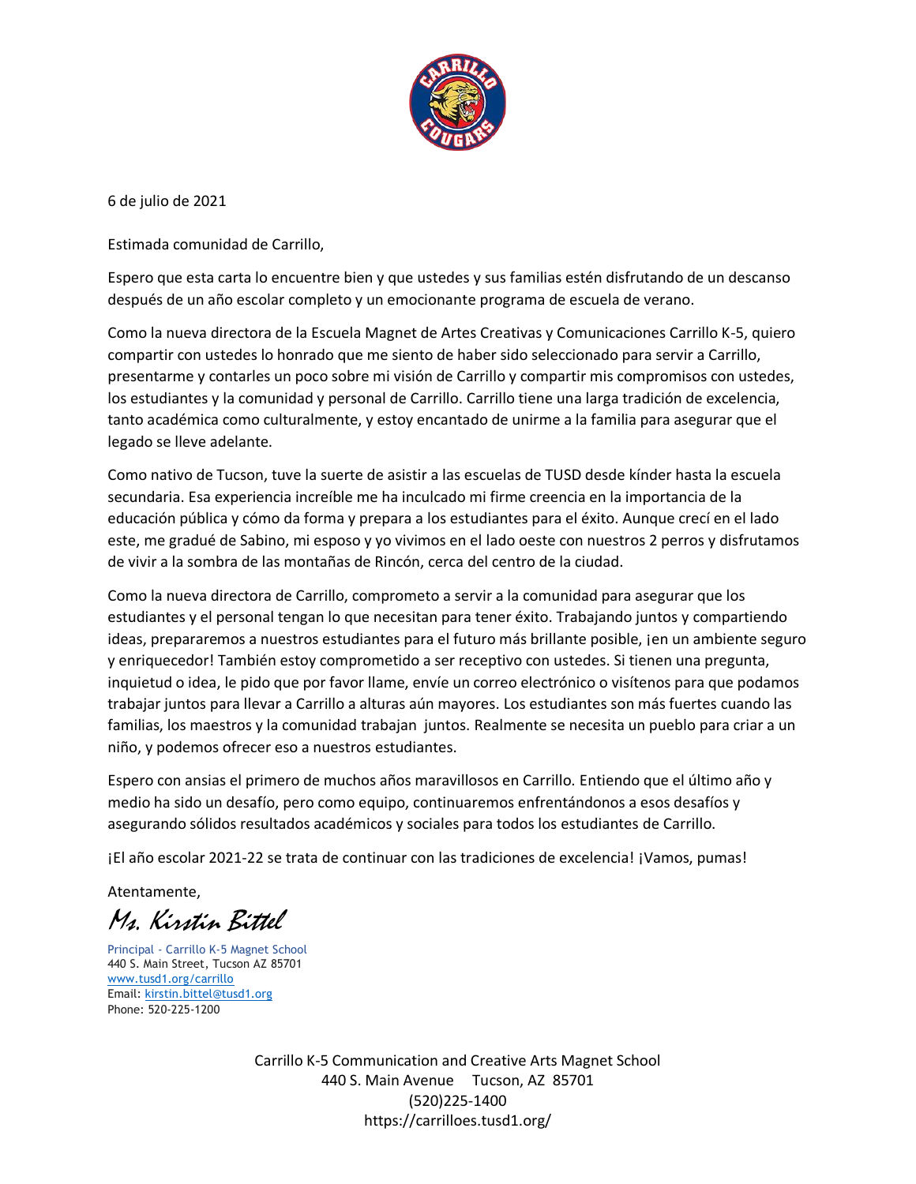6 de julio de 2021

Estimada comunidad de Carrillo,

Espero que esta carta lo encuentre bien y que ustedes y sus familias estén disfrutando de un descanso después de un año escolar completo y un emocionante programa de escuela de verano.

Como la nueva directora de la Escuela Magnet de Artes Creativas y Comunicaciones Carrillo K-5, quiero compartir con ustedes lo honrado que me siento de haber sido seleccionado para servir a Carrillo, presentarme y contarles un poco sobre mi visión de Carrillo y compartir mis compromisos con ustedes, los estudiantes y la comunidad y personal de Carrillo. Carrillo tiene una larga tradición de excelencia, tanto académica como culturalmente, y estoy encantado de unirme a la familia para asegurar que el legado se lleve adelante.

Como nativo de Tucson, tuve la suerte de asistir a las escuelas de TUSD desde kínder hasta la escuela secundaria. Esa experiencia increíble me ha inculcado mi firme creencia en la importancia de la educación pública y cómo da forma y prepara a los estudiantes para el éxito. Aunque crecí en el lado este, me gradué de Sabino, mi esposo y yo vivimos en el lado oeste con nuestros 2 perros y disfrutamos de vivir a la sombra de las montañas de Rincón, cerca del centro de la ciudad.

Como la nueva directora de Carrillo, comprometo a servir a la comunidad para asegurar que los estudiantes y el personal tengan lo que necesitan para tener éxito. Trabajando juntos y compartiendo ideas, prepararemos a nuestros estudiantes para el futuro más brillante posible, ¡en un ambiente seguro y enriquecedor! También estoy comprometido a ser receptivo con ustedes. Si tienen una pregunta, inquietud o idea, le pido que por favor llame, envíe un correo electrónico o visítenos para que podamos trabajar juntos para llevar a Carrillo a alturas aún mayores. Los estudiantes son más fuertes cuando las familias, los maestros y la comunidad trabajan juntos. Realmente se necesita un pueblo para criar a un niño, y podemos ofrecer eso a nuestros estudiantes.

Espero con ansias el primero de muchos años maravillosos en Carrillo. Entiendo que el último año y medio ha sido un desafío, pero como equipo, continuaremos enfrentándonos a esos desafíos y asegurando sólidos resultados académicos y sociales para todos los estudiantes de Carrillo.

¡El año escolar 2021-22 se trata de continuar con las tradiciones de excelencia! ¡Vamos, pumas!

Atentamente,

*Ms. Kirstin Bittel*

Principal - Carrillo K-5 Magnet School
440 S. Main Street, Tucson AZ 85701
www.tusd1.org/carrillo
Email: kirstin.bittel@tusd1.org
Phone: 520-225-1200

Carrillo K-5 Communication and Creative Arts Magnet School
440 S. Main Avenue Tucson, AZ 85701
(520)225-1400
https://carrilloes.tusd1.org/